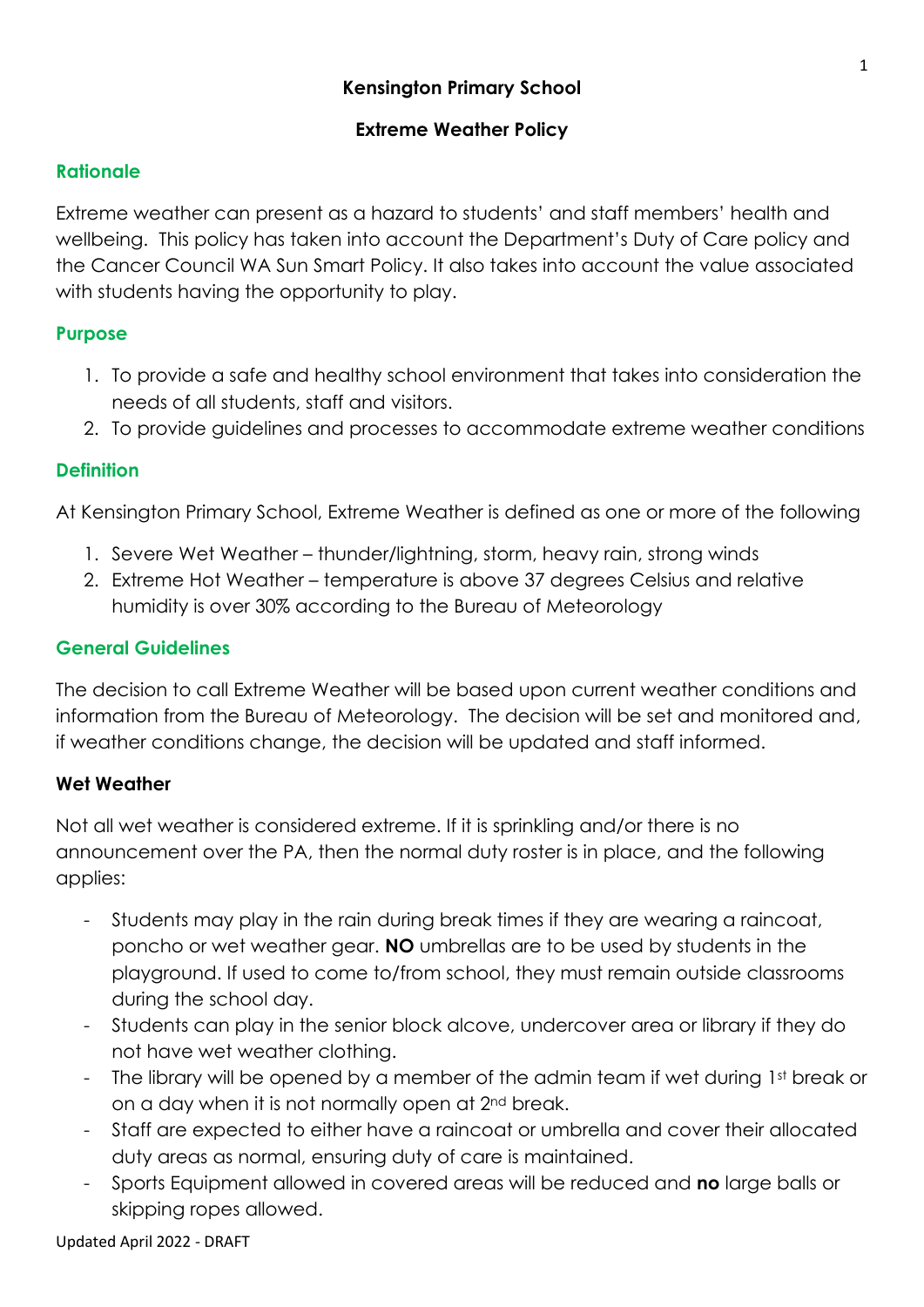# Kensington Primary School

## Extreme Weather Policy

### Rationale

Extreme weather can present as a hazard to students' and staff members' health and wellbeing. This policy has taken into account the Department's Duty of Care policy and the Cancer Council WA Sun Smart Policy. It also takes into account the value associated with students having the opportunity to play.

### Purpose

1. To provide a safe and healthy school environment that takes into consideration the needs of all students, staff and visitors.
2. To provide guidelines and processes to accommodate extreme weather conditions

### Definition

At Kensington Primary School, Extreme Weather is defined as one or more of the following

1. Severe Wet Weather – thunder/lightning, storm, heavy rain, strong winds
2. Extreme Hot Weather – temperature is above 37 degrees Celsius and relative humidity is over 30% according to the Bureau of Meteorology

### General Guidelines

The decision to call Extreme Weather will be based upon current weather conditions and information from the Bureau of Meteorology. The decision will be set and monitored and, if weather conditions change, the decision will be updated and staff informed.

#### Wet Weather

Not all wet weather is considered extreme. If it is sprinkling and/or there is no announcement over the PA, then the normal duty roster is in place, and the following applies:

- Students may play in the rain during break times if they are wearing a raincoat, poncho or wet weather gear. **NO** umbrellas are to be used by students in the playground. If used to come to/from school, they must remain outside classrooms during the school day.
- Students can play in the senior block alcove, undercover area or library if they do not have wet weather clothing.
- The library will be opened by a member of the admin team if wet during 1st break or on a day when it is not normally open at 2nd break.
- Staff are expected to either have a raincoat or umbrella and cover their allocated duty areas as normal, ensuring duty of care is maintained.
- Sports Equipment allowed in covered areas will be reduced and **no** large balls or skipping ropes allowed.

Updated April 2022 - DRAFT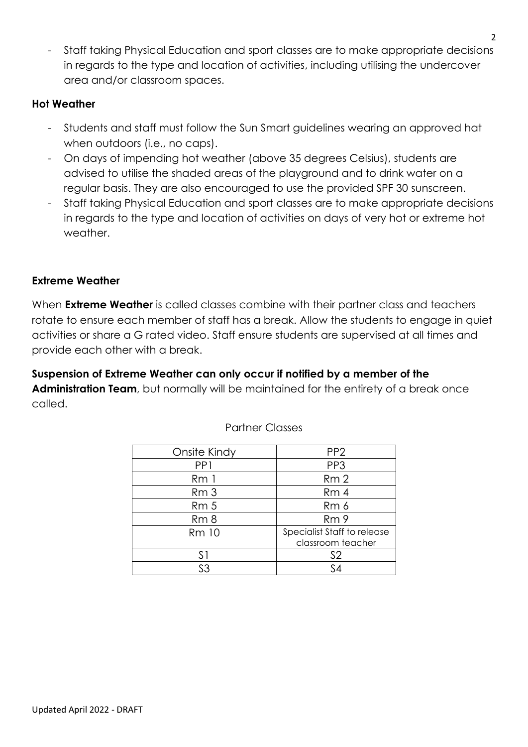- Staff taking Physical Education and sport classes are to make appropriate decisions in regards to the type and location of activities, including utilising the undercover area and/or classroom spaces.

**Hot Weather**

- Students and staff must follow the Sun Smart guidelines wearing an approved hat when outdoors (i.e., no caps).
- On days of impending hot weather (above 35 degrees Celsius), students are advised to utilise the shaded areas of the playground and to drink water on a regular basis. They are also encouraged to use the provided SPF 30 sunscreen.
- Staff taking Physical Education and sport classes are to make appropriate decisions in regards to the type and location of activities on days of very hot or extreme hot weather.

**Extreme Weather**

When **Extreme Weather** is called classes combine with their partner class and teachers rotate to ensure each member of staff has a break. Allow the students to engage in quiet activities or share a G rated video. Staff ensure students are supervised at all times and provide each other with a break.

**Suspension of Extreme Weather can only occur if notified by a member of the Administration Team**, but normally will be maintained for the entirety of a break once called.

Partner Classes

| | |
|---|---|
| Onsite Kindy | PP2 |
| PP1 | PP3 |
| Rm 1 | Rm 2 |
| Rm 3 | Rm 4 |
| Rm 5 | Rm 6 |
| Rm 8 | Rm 9 |
| Rm 10 | Specialist Staff to release classroom teacher |
| S1 | S2 |
| S3 | S4 |

Updated April 2022 - DRAFT